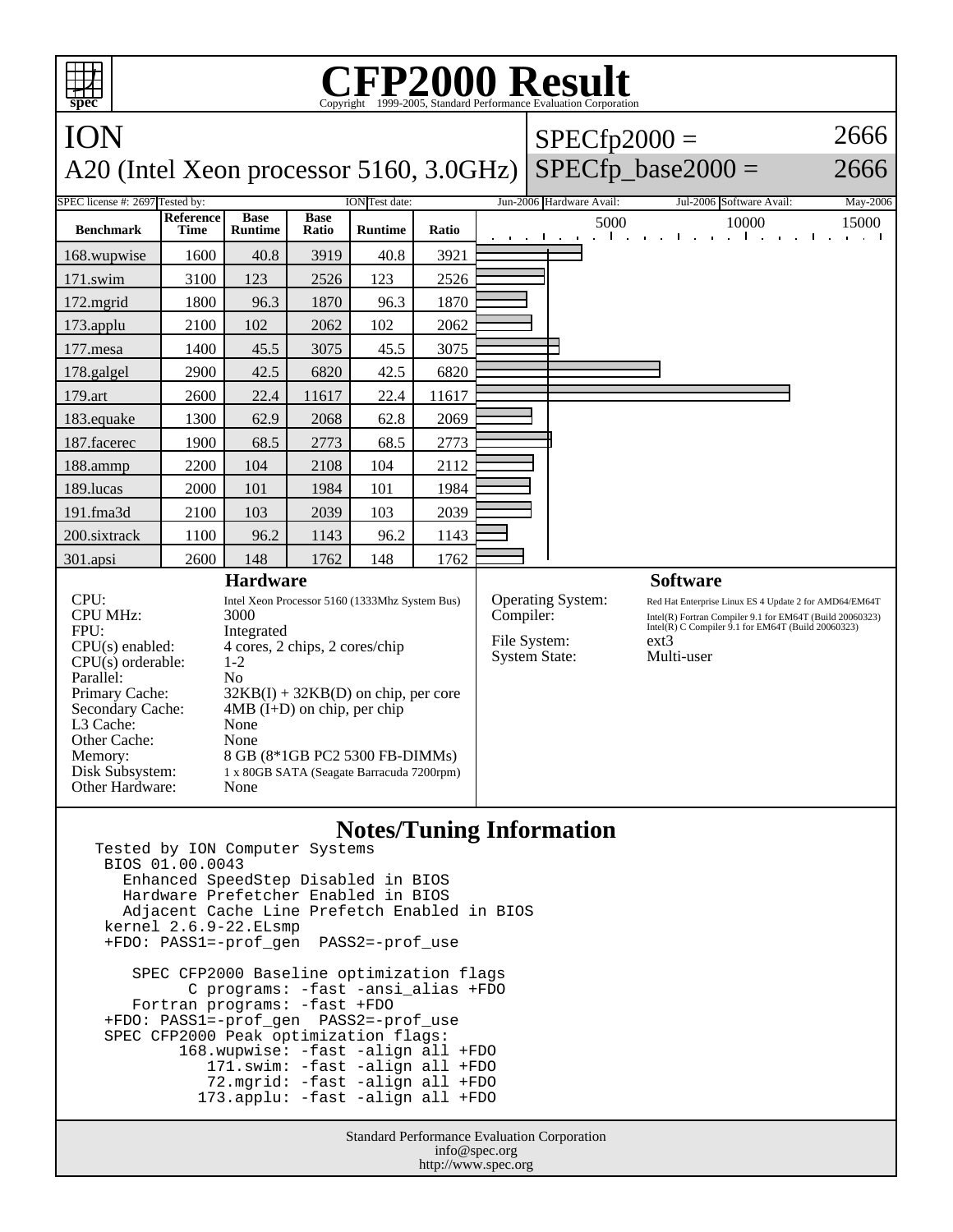# CFP2000 Result

Copyright 1999-2005, Standard Performance Evaluation Corporation

## ION

## A20 (Intel Xeon processor 5160, 3.0GHz)

SPECfp2000 = 2666

SPECfp_base2000 = 2666

| SPEC license #: 2697 | Tested by: ION | Test date: Jun-2006 | Hardware Avail: Jul-2006 | Software Avail: May-2006 |
|---|---|---|---|---|

| Benchmark | Reference Time | Base Runtime | Base Ratio | Runtime | Ratio |
|---|---|---|---|---|---|
| 168.wupwise | 1600 | 40.8 | 3919 | 40.8 | 3921 |
| 171.swim | 3100 | 123 | 2526 | 123 | 2526 |
| 172.mgrid | 1800 | 96.3 | 1870 | 96.3 | 1870 |
| 173.applu | 2100 | 102 | 2062 | 102 | 2062 |
| 177.mesa | 1400 | 45.5 | 3075 | 45.5 | 3075 |
| 178.galgel | 2900 | 42.5 | 6820 | 42.5 | 6820 |
| 179.art | 2600 | 22.4 | 11617 | 22.4 | 11617 |
| 183.equake | 1300 | 62.9 | 2068 | 62.8 | 2069 |
| 187.facerec | 1900 | 68.5 | 2773 | 68.5 | 2773 |
| 188.ammp | 2200 | 104 | 2108 | 104 | 2112 |
| 189.lucas | 2000 | 101 | 1984 | 101 | 1984 |
| 191.fma3d | 2100 | 103 | 2039 | 103 | 2039 |
| 200.sixtrack | 1100 | 96.2 | 1143 | 96.2 | 1143 |
| 301.apsi | 2600 | 148 | 1762 | 148 | 1762 |

### Hardware

| | |
|---|---|
| CPU: | Intel Xeon Processor 5160 (1333Mhz System Bus) |
| CPU MHz: | 3000 |
| FPU: | Integrated |
| CPU(s) enabled: | 4 cores, 2 chips, 2 cores/chip |
| CPU(s) orderable: | 1-2 |
| Parallel: | No |
| Primary Cache: | 32KB(I) + 32KB(D) on chip, per core |
| Secondary Cache: | 4MB (I+D) on chip, per chip |
| L3 Cache: | None |
| Other Cache: | None |
| Memory: | 8 GB (8*1GB PC2 5300 FB-DIMMs) |
| Disk Subsystem: | 1 x 80GB SATA (Seagate Barracuda 7200rpm) |
| Other Hardware: | None |

### Software

| | |
|---|---|
| Operating System: | Red Hat Enterprise Linux ES 4 Update 2 for AMD64/EM64T |
| Compiler: | Intel(R) Fortran Compiler 9.1 for EM64T (Build 20060323)<br>Intel(R) C Compiler 9.1 for EM64T (Build 20060323) |
| File System: | ext3 |
| System State: | Multi-user |

## Notes/Tuning Information

```
Tested by ION Computer Systems
 BIOS 01.00.0043
   Enhanced SpeedStep Disabled in BIOS
   Hardware Prefetcher Enabled in BIOS
   Adjacent Cache Line Prefetch Enabled in BIOS
 kernel 2.6.9-22.ELsmp
 +FDO: PASS1=-prof_gen  PASS2=-prof_use

    SPEC CFP2000 Baseline optimization flags
          C programs: -fast -ansi_alias +FDO
    Fortran programs: -fast +FDO
 +FDO: PASS1=-prof_gen  PASS2=-prof_use
 SPEC CFP2000 Peak optimization flags:
         168.wupwise: -fast -align all +FDO
            171.swim: -fast -align all +FDO
            72.mgrid: -fast -align all +FDO
           173.applu: -fast -align all +FDO
```

Standard Performance Evaluation Corporation
info@spec.org
http://www.spec.org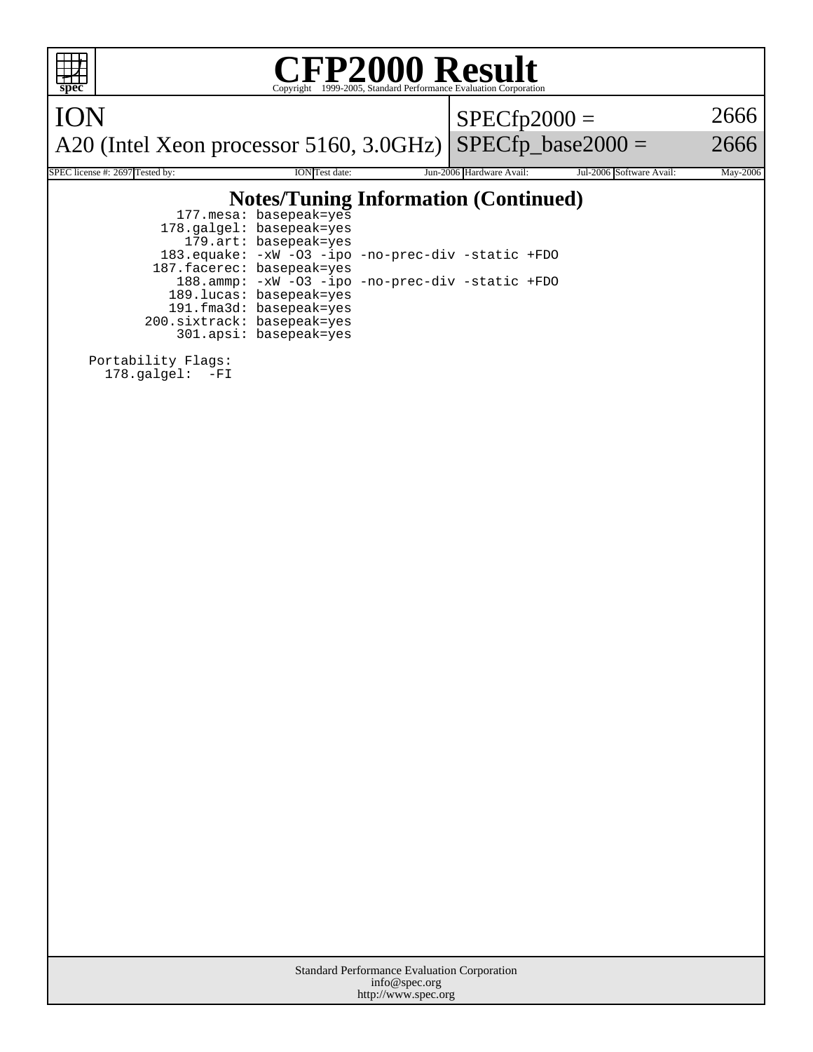# CFP2000 Result

Copyright 1999-2005, Standard Performance Evaluation Corporation

ION
A20 (Intel Xeon processor 5160, 3.0GHz)

SPECfp2000 = 2666
SPECfp_base2000 = 2666

SPEC license #: 2697 Tested by: ION Test date: Jun-2006 Hardware Avail: Jul-2006 Software Avail: May-2006

## Notes/Tuning Information (Continued)

```
          177.mesa: basepeak=yes
        178.galgel: basepeak=yes
           179.art: basepeak=yes
        183.equake: -xW -O3 -ipo -no-prec-div -static +FDO
       187.facerec: basepeak=yes
          188.ammp: -xW -O3 -ipo -no-prec-div -static +FDO
         189.lucas: basepeak=yes
         191.fma3d: basepeak=yes
      200.sixtrack: basepeak=yes
          301.apsi: basepeak=yes

     Portability Flags:
       178.galgel:  -FI
```

Standard Performance Evaluation Corporation
info@spec.org
http://www.spec.org